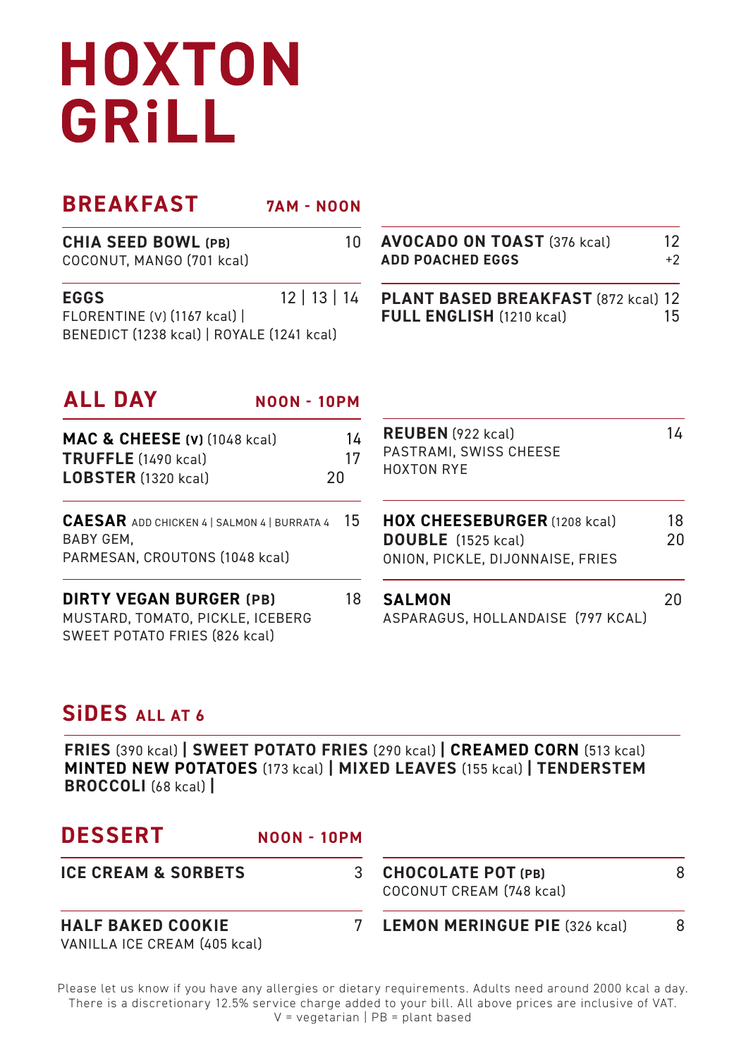# HOXTON GRiLL

## BREAKFAST 7AM - NOON

**CHIA SEED BOWL (PB)** 10
COCONUT, MANGO (701 kcal)

**EGGS** 12 | 13 | 14
FLORENTINE (V) (1167 kcal) | BENEDICT (1238 kcal) | ROYALE (1241 kcal)

**AVOCADO ON TOAST** (376 kcal) 12
**ADD POACHED EGGS** +2

**PLANT BASED BREAKFAST** (872 kcal) 12
**FULL ENGLISH** (1210 kcal) 15

## ALL DAY NOON - 10PM

**MAC & CHEESE (V)** (1048 kcal) 14
**TRUFFLE** (1490 kcal) 17
**LOBSTER** (1320 kcal) 20

**CAESAR** ADD CHICKEN 4 | SALMON 4 | BURRATA 4 15
BABY GEM, PARMESAN, CROUTONS (1048 kcal)

**DIRTY VEGAN BURGER (PB)** 18
MUSTARD, TOMATO, PICKLE, ICEBERG
SWEET POTATO FRIES (826 kcal)

**REUBEN** (922 kcal) 14
PASTRAMI, SWISS CHEESE
HOXTON RYE

**HOX CHEESEBURGER** (1208 kcal) 18
**DOUBLE** (1525 kcal) 20
ONION, PICKLE, DIJONNAISE, FRIES

**SALMON** 20
ASPARAGUS, HOLLANDAISE (797 KCAL)

## SiDES ALL AT 6

**FRIES** (390 kcal) | **SWEET POTATO FRIES** (290 kcal) | **CREAMED CORN** (513 kcal) **MINTED NEW POTATOES** (173 kcal) | **MIXED LEAVES** (155 kcal) | **TENDERSTEM BROCCOLI** (68 kcal) |

## DESSERT NOON - 10PM

**ICE CREAM & SORBETS** 3

**HALF BAKED COOKIE** 7
VANILLA ICE CREAM (405 kcal)

**CHOCOLATE POT (PB)** 8
COCONUT CREAM (748 kcal)

**LEMON MERINGUE PIE** (326 kcal) 8

Please let us know if you have any allergies or dietary requirements. Adults need around 2000 kcal a day. There is a discretionary 12.5% service charge added to your bill. All above prices are inclusive of VAT.
V = vegetarian | PB = plant based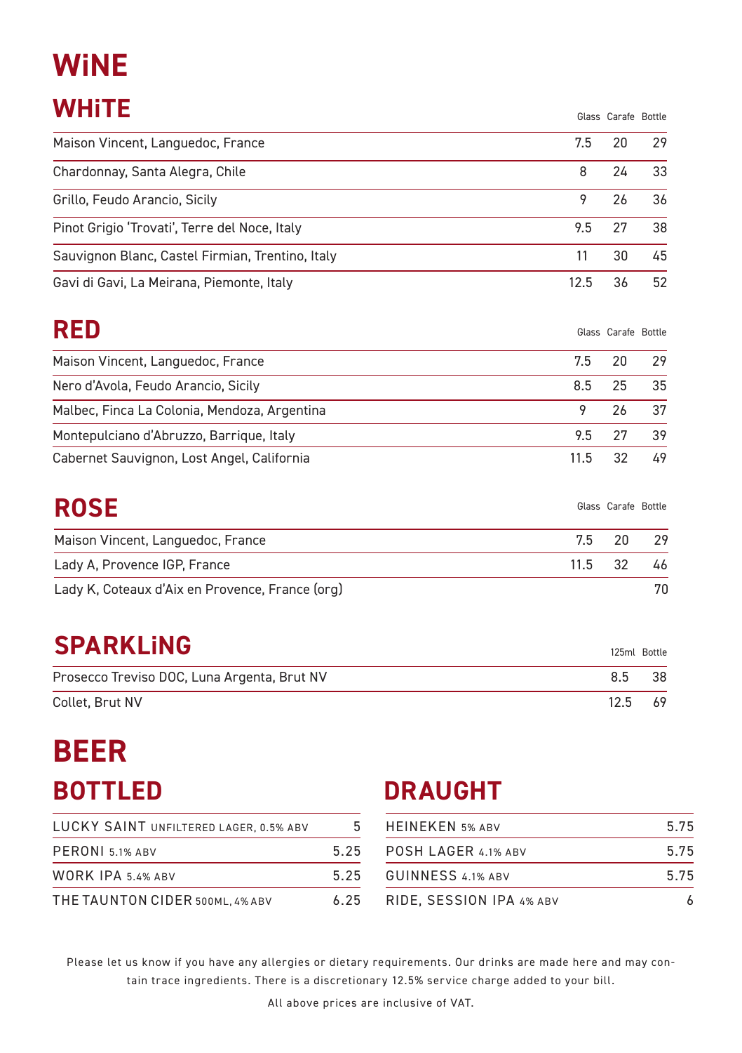# WiNE

## WHiTE

| | Glass | Carafe | Bottle |
|---|---|---|---|
| Maison Vincent, Languedoc, France | 7.5 | 20 | 29 |
| Chardonnay, Santa Alegra, Chile | 8 | 24 | 33 |
| Grillo, Feudo Arancio, Sicily | 9 | 26 | 36 |
| Pinot Grigio 'Trovati', Terre del Noce, Italy | 9.5 | 27 | 38 |
| Sauvignon Blanc, Castel Firmian, Trentino, Italy | 11 | 30 | 45 |
| Gavi di Gavi, La Meirana, Piemonte, Italy | 12.5 | 36 | 52 |

## RED

| | Glass | Carafe | Bottle |
|---|---|---|---|
| Maison Vincent, Languedoc, France | 7.5 | 20 | 29 |
| Nero d'Avola, Feudo Arancio, Sicily | 8.5 | 25 | 35 |
| Malbec, Finca La Colonia, Mendoza, Argentina | 9 | 26 | 37 |
| Montepulciano d'Abruzzo, Barrique, Italy | 9.5 | 27 | 39 |
| Cabernet Sauvignon, Lost Angel, California | 11.5 | 32 | 49 |

## ROSE

| | Glass | Carafe | Bottle |
|---|---|---|---|
| Maison Vincent, Languedoc, France | 7.5 | 20 | 29 |
| Lady A, Provence IGP, France | 11.5 | 32 | 46 |
| Lady K, Coteaux d'Aix en Provence, France (org) | | | 70 |

## SPARKLiNG

| | 125ml | Bottle |
|---|---|---|
| Prosecco Treviso DOC, Luna Argenta, Brut NV | 8.5 | 38 |
| Collet, Brut NV | 12.5 | 69 |

# BEER

## BOTTLED

| | |
|---|---|
| LUCKY SAINT UNFILTERED LAGER, 0.5% ABV | 5 |
| PERONI 5.1% ABV | 5.25 |
| WORK IPA 5.4% ABV | 5.25 |
| THE TAUNTON CIDER 500ML, 4% ABV | 6.25 |

## DRAUGHT

| | |
|---|---|
| HEINEKEN 5% ABV | 5.75 |
| POSH LAGER 4.1% ABV | 5.75 |
| GUINNESS 4.1% ABV | 5.75 |
| RIDE, SESSION IPA 4% ABV | 6 |

Please let us know if you have any allergies or dietary requirements. Our drinks are made here and may contain trace ingredients. There is a discretionary 12.5% service charge added to your bill.

All above prices are inclusive of VAT.